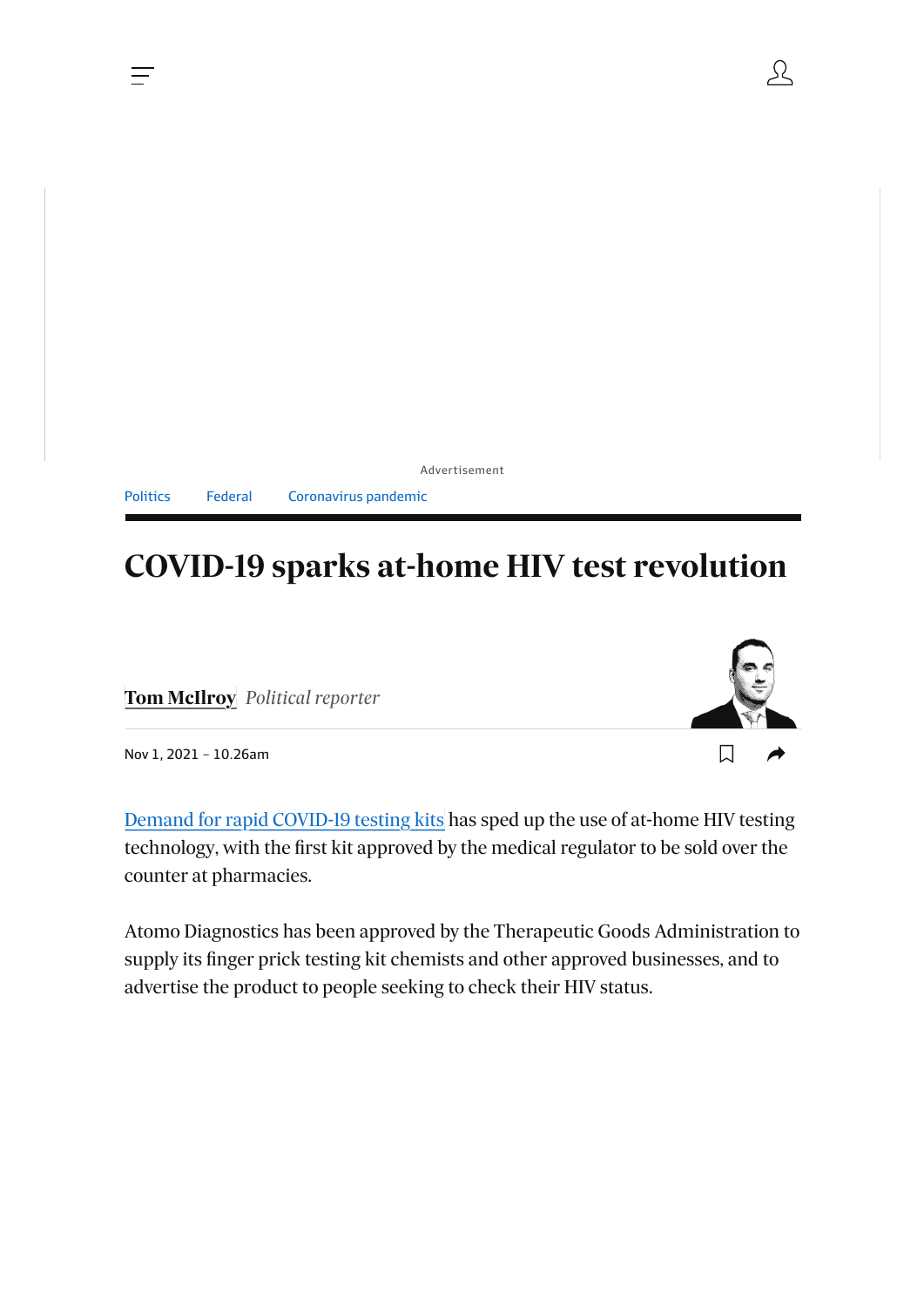Politics Federal Coronavirus pandemic

# COVID-19 sparks at-home HIV test revolution

**Tom McIlroy** *Political reporter*

Nov 1, 2021 – 10.26am

Demand for rapid COVID-19 testing kits has sped up the use of at-home HIV testing technology, with the first kit approved by the medical regulator to be sold over the counter at pharmacies.

Atomo Diagnostics has been approved by the Therapeutic Goods Administration to supply its finger prick testing kit chemists and other approved businesses, and to advertise the product to people seeking to check their HIV status.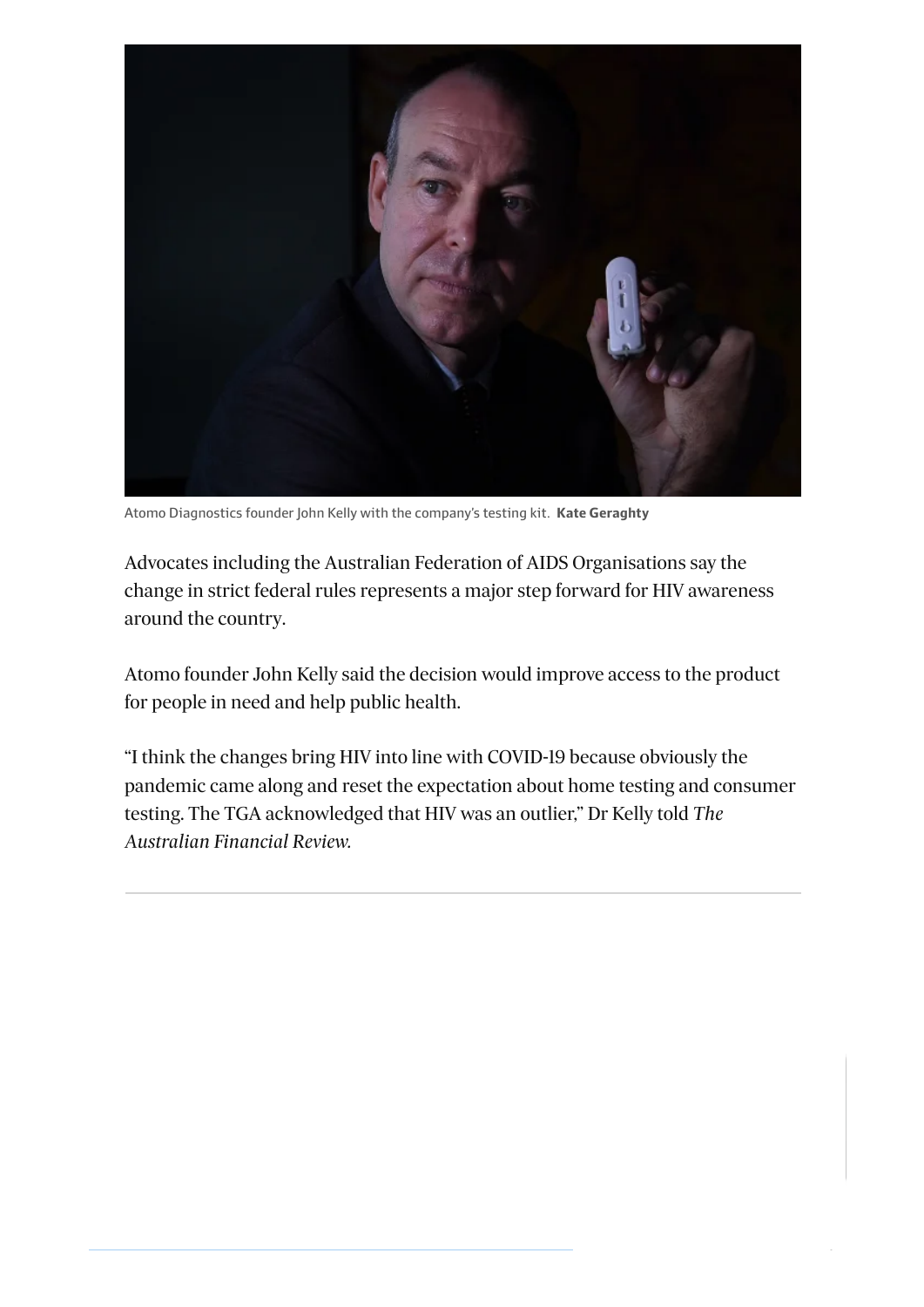Atomo Diagnostics founder John Kelly with the company's testing kit. **Kate Geraghty**

Advocates including the Australian Federation of AIDS Organisations say the change in strict federal rules represents a major step forward for HIV awareness around the country.

Atomo founder John Kelly said the decision would improve access to the product for people in need and help public health.

"I think the changes bring HIV into line with COVID-19 because obviously the pandemic came along and reset the expectation about home testing and consumer testing. The TGA acknowledged that HIV was an outlier," Dr Kelly told *The Australian Financial Review.*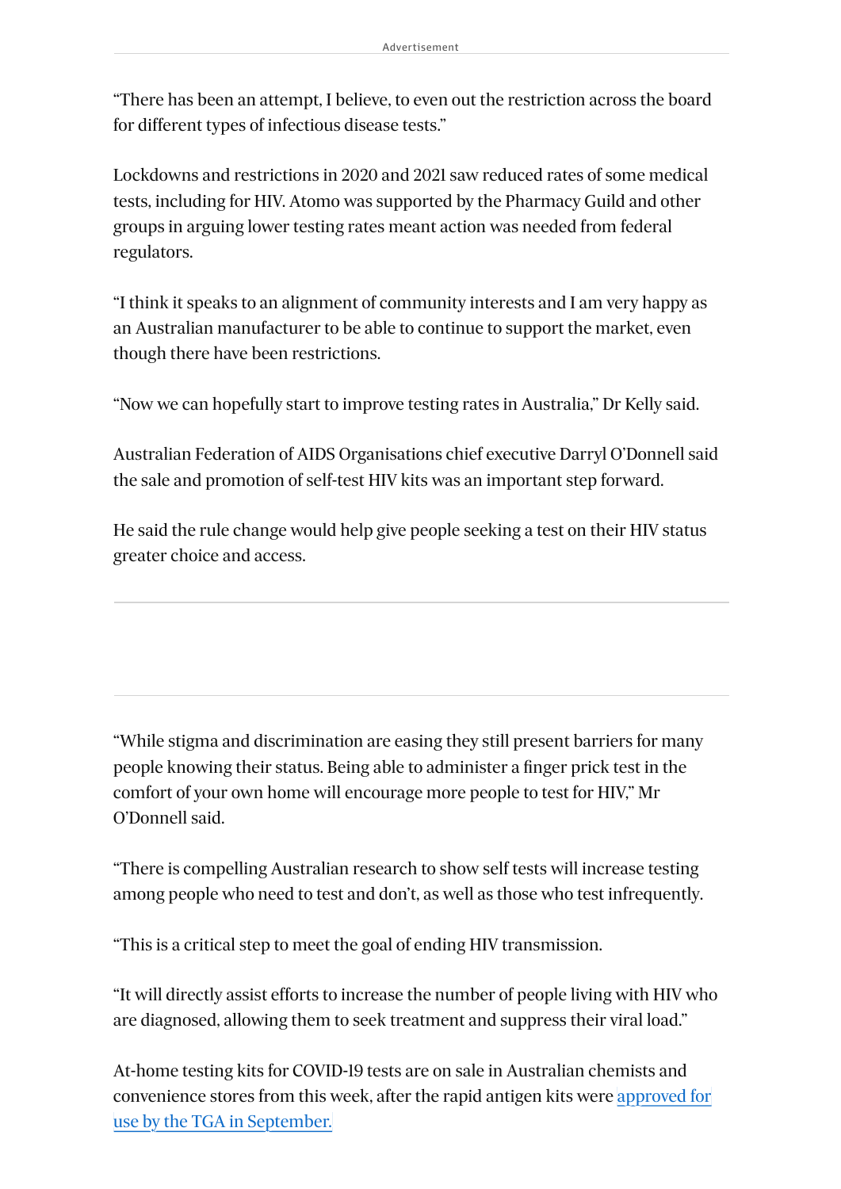“There has been an attempt, I believe, to even out the restriction across the board for different types of infectious disease tests.”

Lockdowns and restrictions in 2020 and 2021 saw reduced rates of some medical tests, including for HIV. Atomo was supported by the Pharmacy Guild and other groups in arguing lower testing rates meant action was needed from federal regulators.

“I think it speaks to an alignment of community interests and I am very happy as an Australian manufacturer to be able to continue to support the market, even though there have been restrictions.

“Now we can hopefully start to improve testing rates in Australia,” Dr Kelly said.

Australian Federation of AIDS Organisations chief executive Darryl O’Donnell said the sale and promotion of self-test HIV kits was an important step forward.

He said the rule change would help give people seeking a test on their HIV status greater choice and access.

“While stigma and discrimination are easing they still present barriers for many people knowing their status. Being able to administer a finger prick test in the comfort of your own home will encourage more people to test for HIV,” Mr O’Donnell said.

“There is compelling Australian research to show self tests will increase testing among people who need to test and don’t, as well as those who test infrequently.

“This is a critical step to meet the goal of ending HIV transmission.

“It will directly assist efforts to increase the number of people living with HIV who are diagnosed, allowing them to seek treatment and suppress their viral load.”

At-home testing kits for COVID-19 tests are on sale in Australian chemists and convenience stores from this week, after the rapid antigen kits were [approved for use by the TGA in September.]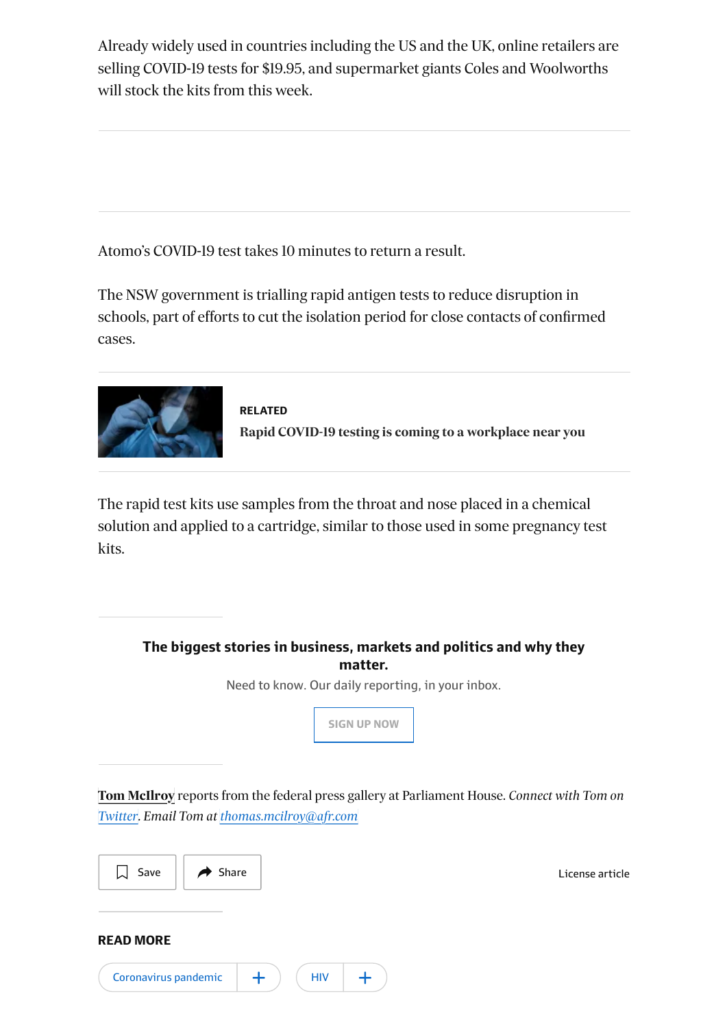Already widely used in countries including the US and the UK, online retailers are selling COVID-19 tests for $19.95, and supermarket giants Coles and Woolworths will stock the kits from this week.

Atomo's COVID-19 test takes 10 minutes to return a result.

The NSW government is trialling rapid antigen tests to reduce disruption in schools, part of efforts to cut the isolation period for close contacts of confirmed cases.

**RELATED**

**Rapid COVID-19 testing is coming to a workplace near you**

The rapid test kits use samples from the throat and nose placed in a chemical solution and applied to a cartridge, similar to those used in some pregnancy test kits.

**The biggest stories in business, markets and politics and why they matter.**

Need to know. Our daily reporting, in your inbox.

SIGN UP NOW

**Tom McIlroy** reports from the federal press gallery at Parliament House. *Connect with Tom on Twitter. Email Tom at thomas.mcilroy@afr.com*

Save | Share | License article

**READ MORE**

Coronavirus pandemic | HIV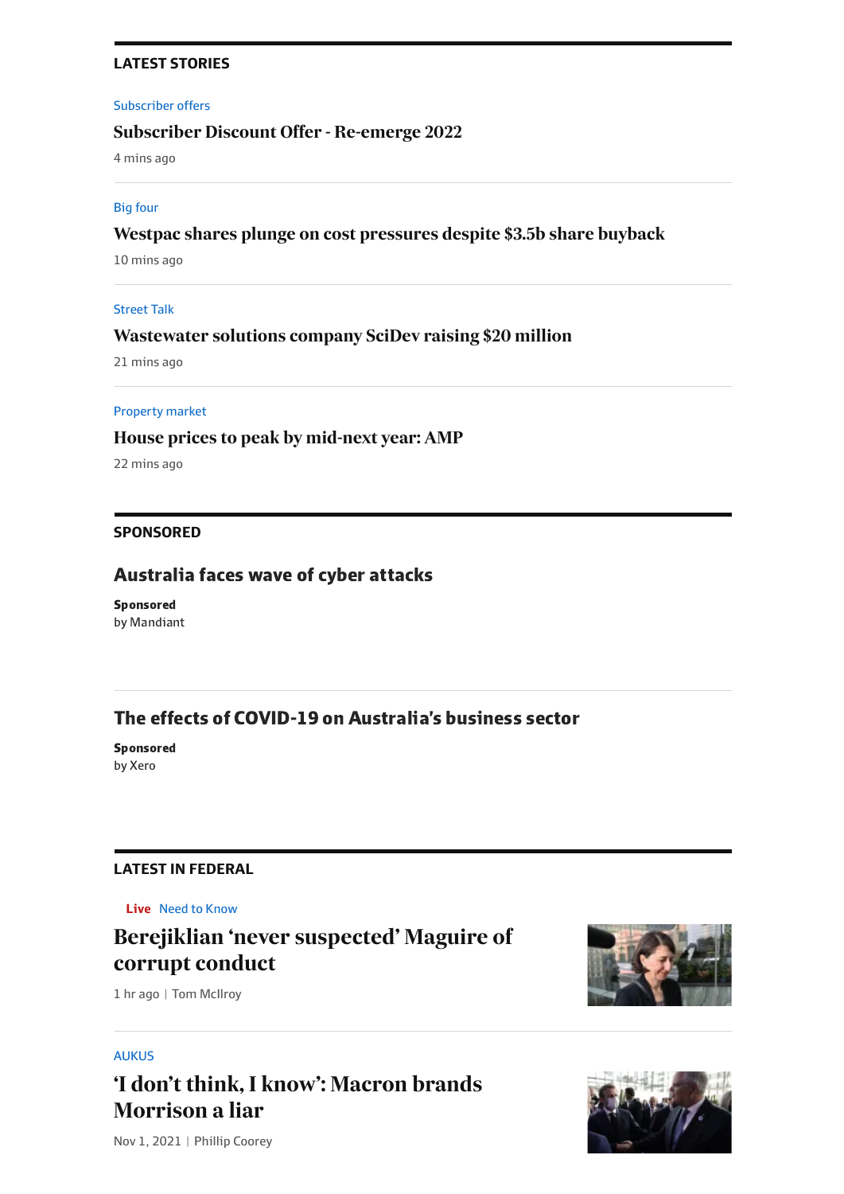## LATEST STORIES

Subscriber offers

### Subscriber Discount Offer - Re-emerge 2022

4 mins ago

---

Big four

### Westpac shares plunge on cost pressures despite $3.5b share buyback

10 mins ago

---

Street Talk

### Wastewater solutions company SciDev raising $20 million

21 mins ago

---

Property market

### House prices to peak by mid-next year: AMP

22 mins ago

## SPONSORED

### Australia faces wave of cyber attacks

**Sponsored**
by Mandiant

---

### The effects of COVID-19 on Australia's business sector

**Sponsored**
by Xero

## LATEST IN FEDERAL

Live Need to Know

### Berejiklian 'never suspected' Maguire of corrupt conduct

1 hr ago | Tom McIlroy

---

AUKUS

### 'I don't think, I know': Macron brands Morrison a liar

Nov 1, 2021 | Phillip Coorey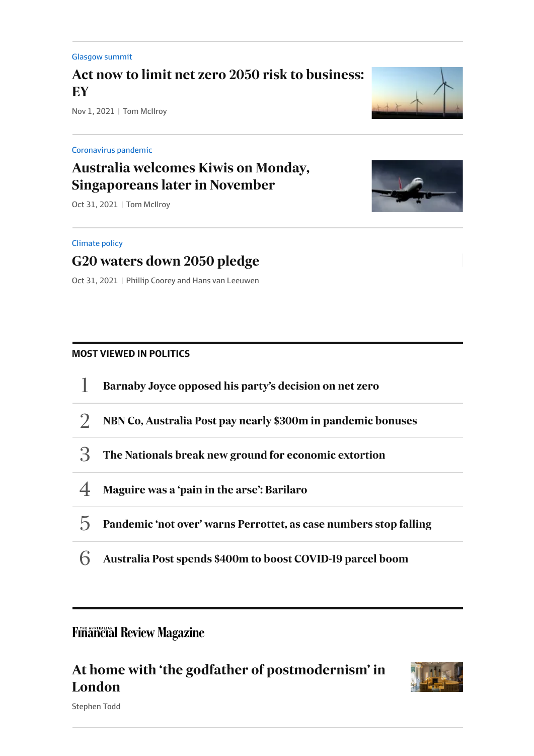Glasgow summit

### Act now to limit net zero 2050 risk to business: EY

Nov 1, 2021 | Tom McIlroy

Coronavirus pandemic

### Australia welcomes Kiwis on Monday, Singaporeans later in November

Oct 31, 2021 | Tom McIlroy

Climate policy

### G20 waters down 2050 pledge

Oct 31, 2021 | Phillip Coorey and Hans van Leeuwen

## MOST VIEWED IN POLITICS

1. **Barnaby Joyce opposed his party's decision on net zero**
2. **NBN Co, Australia Post pay nearly $300m in pandemic bonuses**
3. **The Nationals break new ground for economic extortion**
4. **Maguire was a 'pain in the arse': Barilaro**
5. **Pandemic 'not over' warns Perrottet, as case numbers stop falling**
6. **Australia Post spends $400m to boost COVID-19 parcel boom**

## The Australian Financial Review Magazine

### At home with 'the godfather of postmodernism' in London

Stephen Todd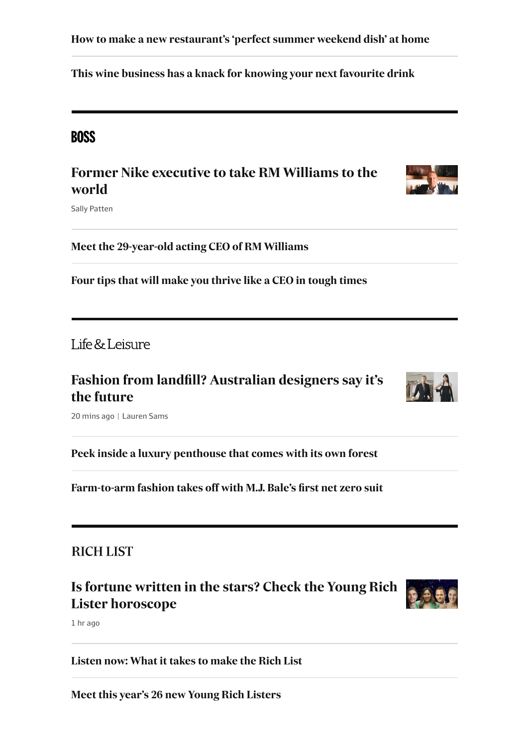How to make a new restaurant's 'perfect summer weekend dish' at home

This wine business has a knack for knowing your next favourite drink

## BOSS

### Former Nike executive to take RM Williams to the world

Sally Patten

Meet the 29-year-old acting CEO of RM Williams

Four tips that will make you thrive like a CEO in tough times

## Life & Leisure

### Fashion from landfill? Australian designers say it's the future

20 mins ago | Lauren Sams

Peek inside a luxury penthouse that comes with its own forest

Farm-to-arm fashion takes off with M.J. Bale's first net zero suit

## RICH LIST

### Is fortune written in the stars? Check the Young Rich Lister horoscope

1 hr ago

Listen now: What it takes to make the Rich List

Meet this year's 26 new Young Rich Listers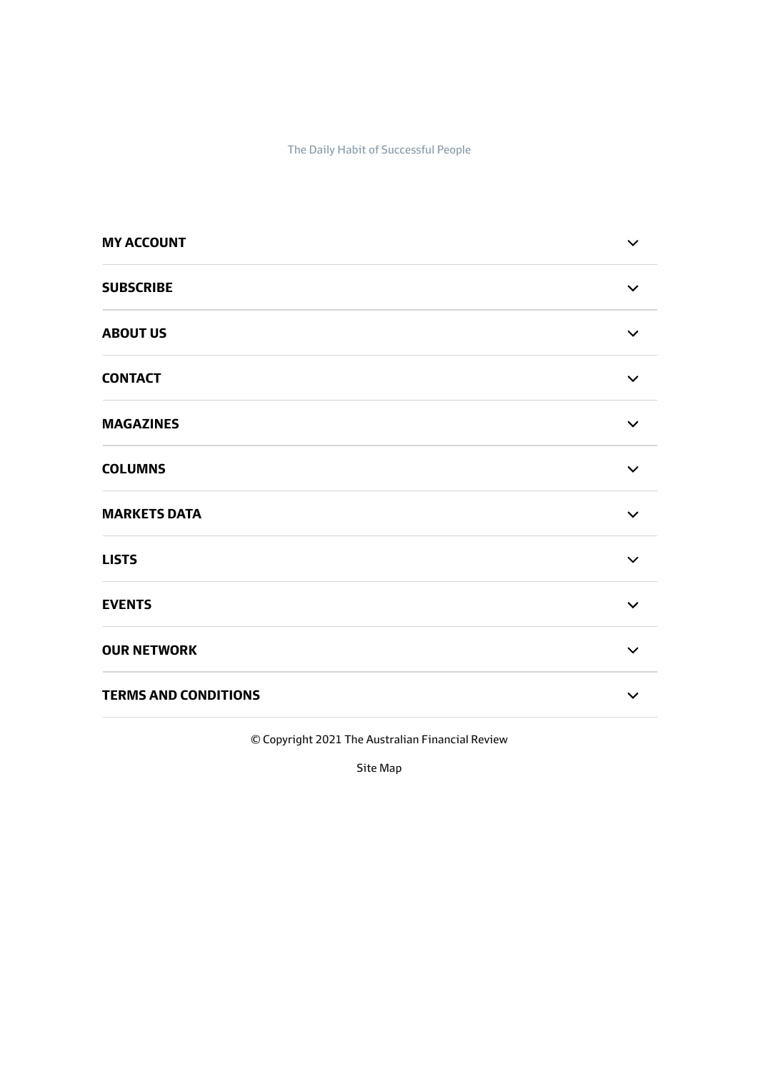The Daily Habit of Successful People

**MY ACCOUNT**

**SUBSCRIBE**

**ABOUT US**

**CONTACT**

**MAGAZINES**

**COLUMNS**

**MARKETS DATA**

**LISTS**

**EVENTS**

**OUR NETWORK**

**TERMS AND CONDITIONS**

© Copyright 2021 The Australian Financial Review

Site Map